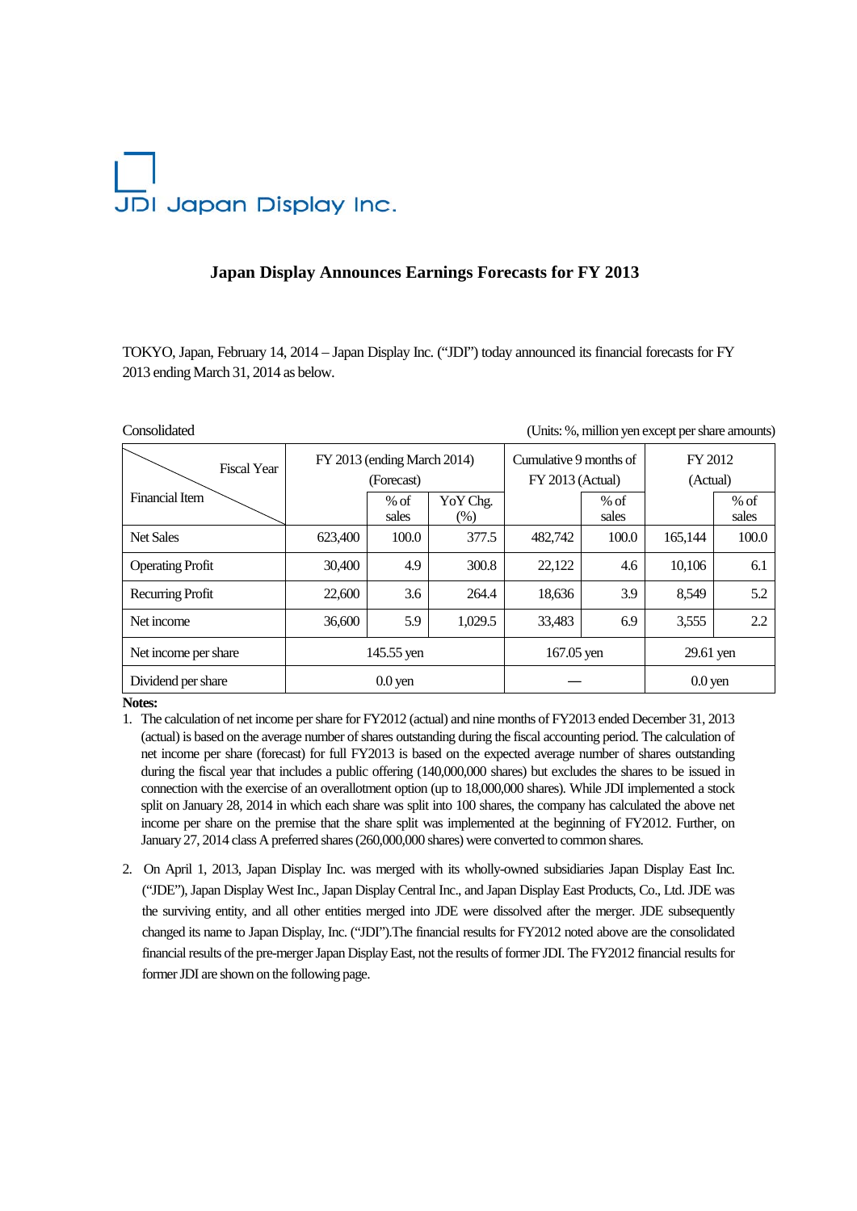JDI Japan Display Inc.

# Japan Display Announces Earnings Forecasts for FY 2013

TOKYO, Japan, February 14, 2014 – Japan Display Inc. ("JDI") today announced its financial forecasts for FY 2013 ending March 31, 2014 as below.

Consolidated (Units: %, million yen except per share amounts)

| Fiscal Year / Financial Item | FY 2013 (ending March 2014) (Forecast) | | | Cumulative 9 months of FY 2013 (Actual) | | FY 2012 (Actual) | |
|---|---|---|---|---|---|---|---|
| | | % of sales | YoY Chg. (%) | | % of sales | | % of sales |
| Net Sales | 623,400 | 100.0 | 377.5 | 482,742 | 100.0 | 165,144 | 100.0 |
| Operating Profit | 30,400 | 4.9 | 300.8 | 22,122 | 4.6 | 10,106 | 6.1 |
| Recurring Profit | 22,600 | 3.6 | 264.4 | 18,636 | 3.9 | 8,549 | 5.2 |
| Net income | 36,600 | 5.9 | 1,029.5 | 33,483 | 6.9 | 3,555 | 2.2 |
| Net income per share | 145.55 yen | | | 167.05 yen | | 29.61 yen | |
| Dividend per share | 0.0 yen | | | — | | 0.0 yen | |

**Notes:**

1. The calculation of net income per share for FY2012 (actual) and nine months of FY2013 ended December 31, 2013 (actual) is based on the average number of shares outstanding during the fiscal accounting period. The calculation of net income per share (forecast) for full FY2013 is based on the expected average number of shares outstanding during the fiscal year that includes a public offering (140,000,000 shares) but excludes the shares to be issued in connection with the exercise of an overallotment option (up to 18,000,000 shares). While JDI implemented a stock split on January 28, 2014 in which each share was split into 100 shares, the company has calculated the above net income per share on the premise that the share split was implemented at the beginning of FY2012. Further, on January 27, 2014 class A preferred shares (260,000,000 shares) were converted to common shares.

2. On April 1, 2013, Japan Display Inc. was merged with its wholly-owned subsidiaries Japan Display East Inc. ("JDE"), Japan Display West Inc., Japan Display Central Inc., and Japan Display East Products, Co., Ltd. JDE was the surviving entity, and all other entities merged into JDE were dissolved after the merger. JDE subsequently changed its name to Japan Display, Inc. ("JDI").The financial results for FY2012 noted above are the consolidated financial results of the pre-merger Japan Display East, not the results of former JDI. The FY2012 financial results for former JDI are shown on the following page.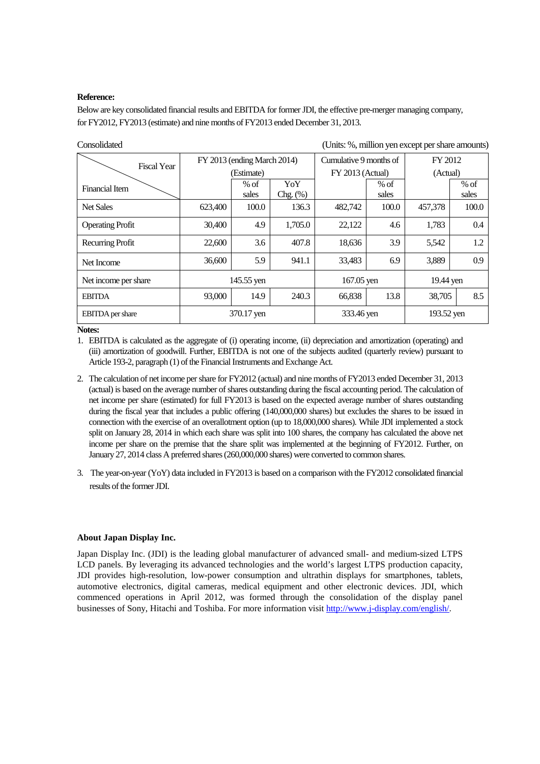**Reference:**

Below are key consolidated financial results and EBITDA for former JDI, the effective pre-merger managing company, for FY2012, FY2013 (estimate) and nine months of FY2013 ended December 31, 2013.

Consolidated (Units: %, million yen except per share amounts)

| Fiscal Year / Financial Item | FY 2013 (ending March 2014) (Estimate) | | | Cumulative 9 months of FY 2013 (Actual) | | FY 2012 (Actual) | |
|---|---|---|---|---|---|---|---|
| | | % of sales | YoY Chg. (%) | | % of sales | | % of sales |
| Net Sales | 623,400 | 100.0 | 136.3 | 482,742 | 100.0 | 457,378 | 100.0 |
| Operating Profit | 30,400 | 4.9 | 1,705.0 | 22,122 | 4.6 | 1,783 | 0.4 |
| Recurring Profit | 22,600 | 3.6 | 407.8 | 18,636 | 3.9 | 5,542 | 1.2 |
| Net Income | 36,600 | 5.9 | 941.1 | 33,483 | 6.9 | 3,889 | 0.9 |
| Net income per share | 145.55 yen | | | 167.05 yen | | 19.44 yen | |
| EBITDA | 93,000 | 14.9 | 240.3 | 66,838 | 13.8 | 38,705 | 8.5 |
| EBITDA per share | 370.17 yen | | | 333.46 yen | | 193.52 yen | |

**Notes:**

1. EBITDA is calculated as the aggregate of (i) operating income, (ii) depreciation and amortization (operating) and (iii) amortization of goodwill. Further, EBITDA is not one of the subjects audited (quarterly review) pursuant to Article 193-2, paragraph (1) of the Financial Instruments and Exchange Act.
2. The calculation of net income per share for FY2012 (actual) and nine months of FY2013 ended December 31, 2013 (actual) is based on the average number of shares outstanding during the fiscal accounting period. The calculation of net income per share (estimated) for full FY2013 is based on the expected average number of shares outstanding during the fiscal year that includes a public offering (140,000,000 shares) but excludes the shares to be issued in connection with the exercise of an overallotment option (up to 18,000,000 shares). While JDI implemented a stock split on January 28, 2014 in which each share was split into 100 shares, the company has calculated the above net income per share on the premise that the share split was implemented at the beginning of FY2012. Further, on January 27, 2014 class A preferred shares (260,000,000 shares) were converted to common shares.
3. The year-on-year (YoY) data included in FY2013 is based on a comparison with the FY2012 consolidated financial results of the former JDI.

**About Japan Display Inc.**

Japan Display Inc. (JDI) is the leading global manufacturer of advanced small- and medium-sized LTPS LCD panels. By leveraging its advanced technologies and the world's largest LTPS production capacity, JDI provides high-resolution, low-power consumption and ultrathin displays for smartphones, tablets, automotive electronics, digital cameras, medical equipment and other electronic devices. JDI, which commenced operations in April 2012, was formed through the consolidation of the display panel businesses of Sony, Hitachi and Toshiba. For more information visit http://www.j-display.com/english/.